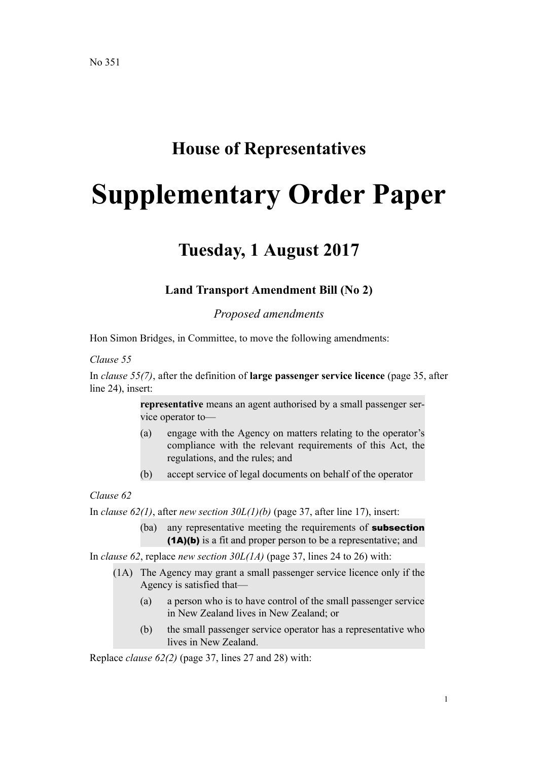No 351

# House of Representatives

# Supplementary Order Paper

## Tuesday, 1 August 2017

### Land Transport Amendment Bill (No 2)

*Proposed amendments*

Hon Simon Bridges, in Committee, to move the following amendments:

*Clause 55*

In *clause 55(7)*, after the definition of **large passenger service licence** (page 35, after line 24), insert:

> **representative** means an agent authorised by a small passenger service operator to—
>
> (a) engage with the Agency on matters relating to the operator's compliance with the relevant requirements of this Act, the regulations, and the rules; and
>
> (b) accept service of legal documents on behalf of the operator

*Clause 62*

In *clause 62(1)*, after *new section 30L(1)(b)* (page 37, after line 17), insert:

> (ba) any representative meeting the requirements of **subsection (1A)(b)** is a fit and proper person to be a representative; and

In *clause 62*, replace *new section 30L(1A)* (page 37, lines 24 to 26) with:

> (1A) The Agency may grant a small passenger service licence only if the Agency is satisfied that—
>
> (a) a person who is to have control of the small passenger service in New Zealand lives in New Zealand; or
>
> (b) the small passenger service operator has a representative who lives in New Zealand.

Replace *clause 62(2)* (page 37, lines 27 and 28) with: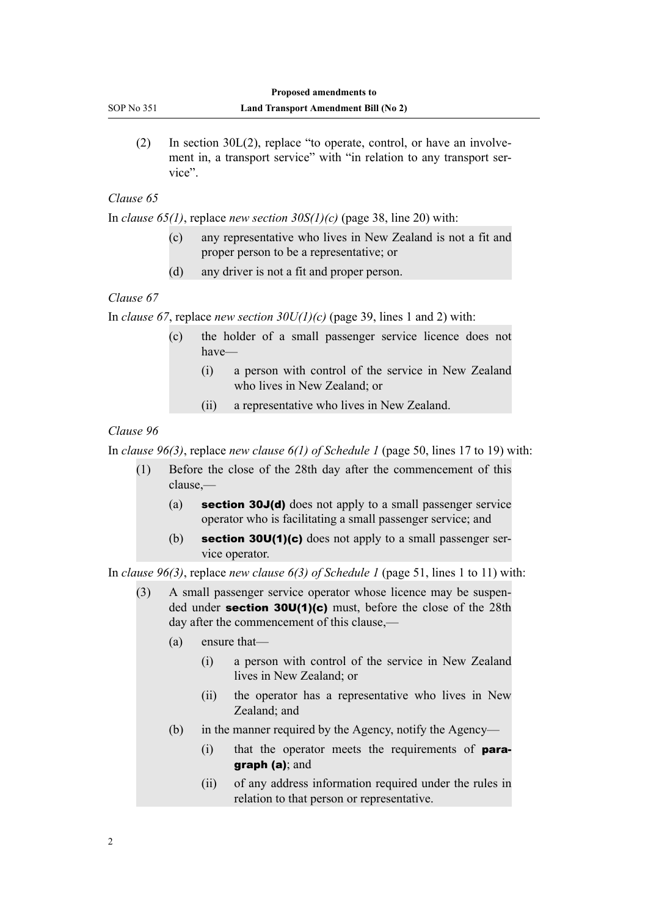(2) In section 30L(2), replace "to operate, control, or have an involvement in, a transport service" with "in relation to any transport service".

*Clause 65*

In *clause 65(1)*, replace *new section 30S(1)(c)* (page 38, line 20) with:

> (c) any representative who lives in New Zealand is not a fit and proper person to be a representative; or
>
> (d) any driver is not a fit and proper person.

*Clause 67*

In *clause 67*, replace *new section 30U(1)(c)* (page 39, lines 1 and 2) with:

> (c) the holder of a small passenger service licence does not have—
>
> (i) a person with control of the service in New Zealand who lives in New Zealand; or
>
> (ii) a representative who lives in New Zealand.

*Clause 96*

In *clause 96(3)*, replace *new clause 6(1) of Schedule 1* (page 50, lines 17 to 19) with:

> (1) Before the close of the 28th day after the commencement of this clause,—
>
> (a) **section 30J(d)** does not apply to a small passenger service operator who is facilitating a small passenger service; and
>
> (b) **section 30U(1)(c)** does not apply to a small passenger service operator.

In *clause 96(3)*, replace *new clause 6(3) of Schedule 1* (page 51, lines 1 to 11) with:

> (3) A small passenger service operator whose licence may be suspended under **section 30U(1)(c)** must, before the close of the 28th day after the commencement of this clause,—
>
> (a) ensure that—
>
> (i) a person with control of the service in New Zealand lives in New Zealand; or
>
> (ii) the operator has a representative who lives in New Zealand; and
>
> (b) in the manner required by the Agency, notify the Agency—
>
> (i) that the operator meets the requirements of **paragraph (a)**; and
>
> (ii) of any address information required under the rules in relation to that person or representative.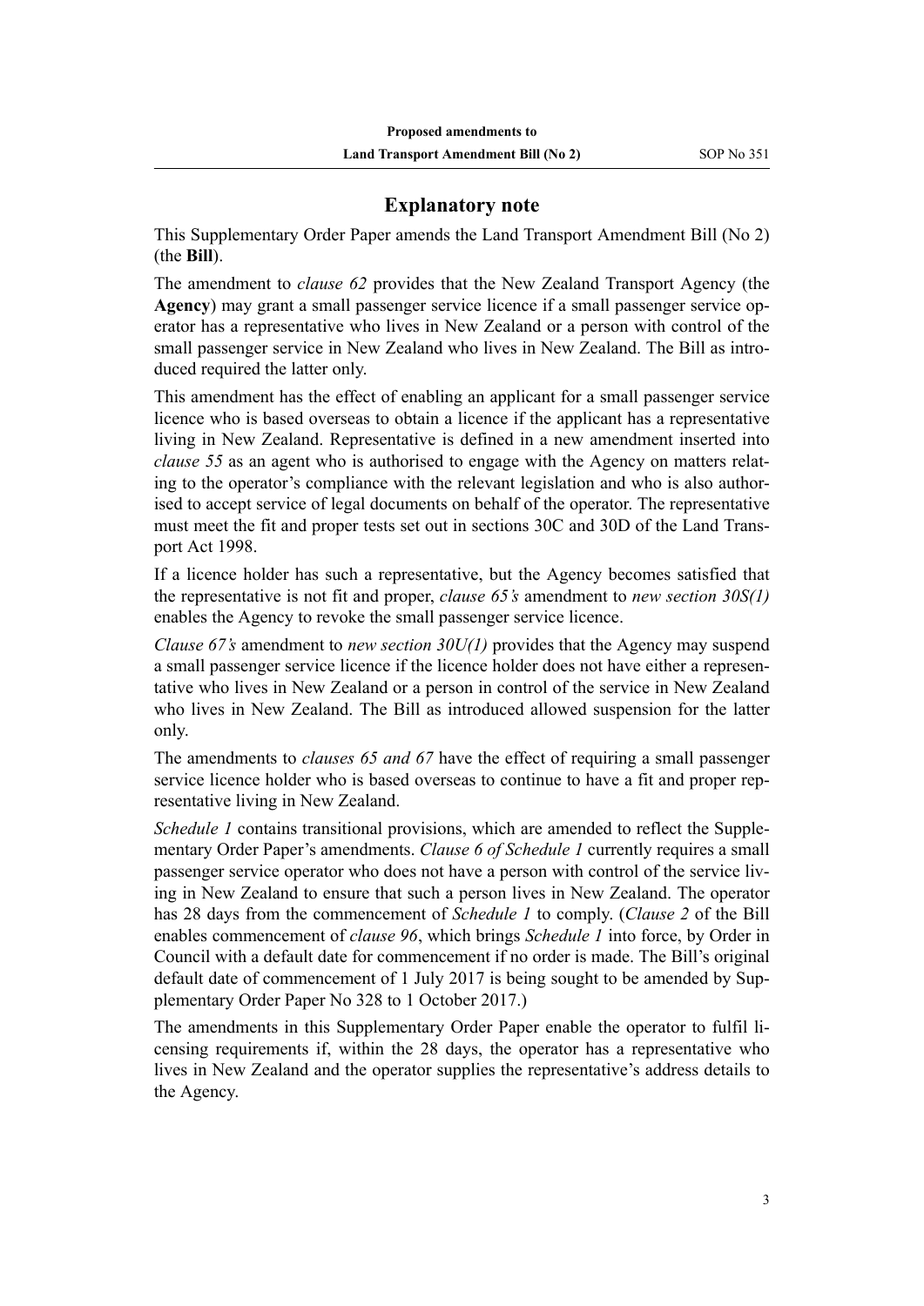## Explanatory note

This Supplementary Order Paper amends the Land Transport Amendment Bill (No 2) (the **Bill**).

The amendment to *clause 62* provides that the New Zealand Transport Agency (the **Agency**) may grant a small passenger service licence if a small passenger service operator has a representative who lives in New Zealand or a person with control of the small passenger service in New Zealand who lives in New Zealand. The Bill as introduced required the latter only.

This amendment has the effect of enabling an applicant for a small passenger service licence who is based overseas to obtain a licence if the applicant has a representative living in New Zealand. Representative is defined in a new amendment inserted into *clause 55* as an agent who is authorised to engage with the Agency on matters relating to the operator's compliance with the relevant legislation and who is also authorised to accept service of legal documents on behalf of the operator. The representative must meet the fit and proper tests set out in sections 30C and 30D of the Land Transport Act 1998.

If a licence holder has such a representative, but the Agency becomes satisfied that the representative is not fit and proper, *clause 65's* amendment to *new section 30S(1)* enables the Agency to revoke the small passenger service licence.

*Clause 67's* amendment to *new section 30U(1)* provides that the Agency may suspend a small passenger service licence if the licence holder does not have either a representative who lives in New Zealand or a person in control of the service in New Zealand who lives in New Zealand. The Bill as introduced allowed suspension for the latter only.

The amendments to *clauses 65 and 67* have the effect of requiring a small passenger service licence holder who is based overseas to continue to have a fit and proper representative living in New Zealand.

*Schedule 1* contains transitional provisions, which are amended to reflect the Supplementary Order Paper's amendments. *Clause 6 of Schedule 1* currently requires a small passenger service operator who does not have a person with control of the service living in New Zealand to ensure that such a person lives in New Zealand. The operator has 28 days from the commencement of *Schedule 1* to comply. (*Clause 2* of the Bill enables commencement of *clause 96*, which brings *Schedule 1* into force, by Order in Council with a default date for commencement if no order is made. The Bill's original default date of commencement of 1 July 2017 is being sought to be amended by Supplementary Order Paper No 328 to 1 October 2017.)

The amendments in this Supplementary Order Paper enable the operator to fulfil licensing requirements if, within the 28 days, the operator has a representative who lives in New Zealand and the operator supplies the representative's address details to the Agency.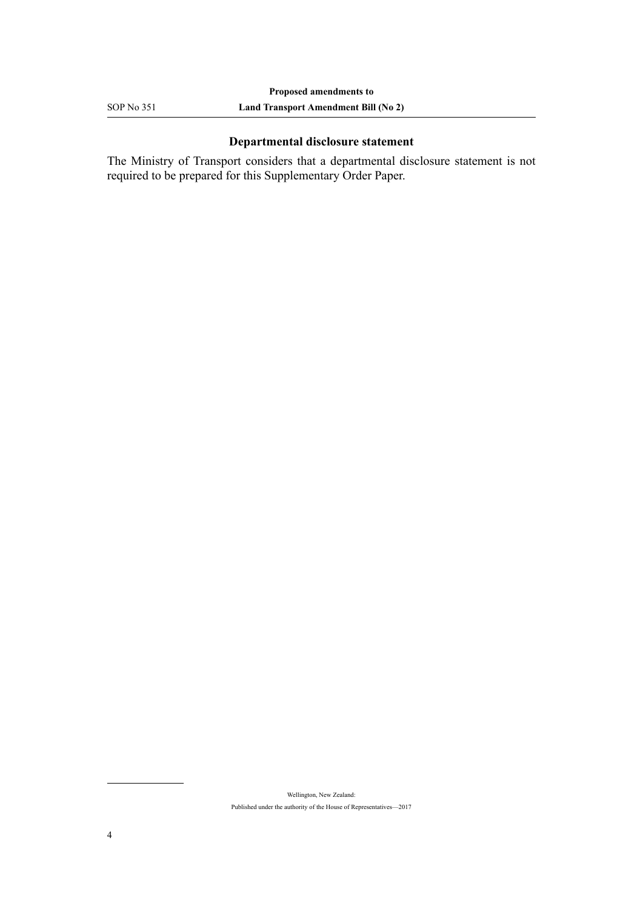## Departmental disclosure statement

The Ministry of Transport considers that a departmental disclosure statement is not required to be prepared for this Supplementary Order Paper.

Wellington, New Zealand:

Published under the authority of the House of Representatives—2017